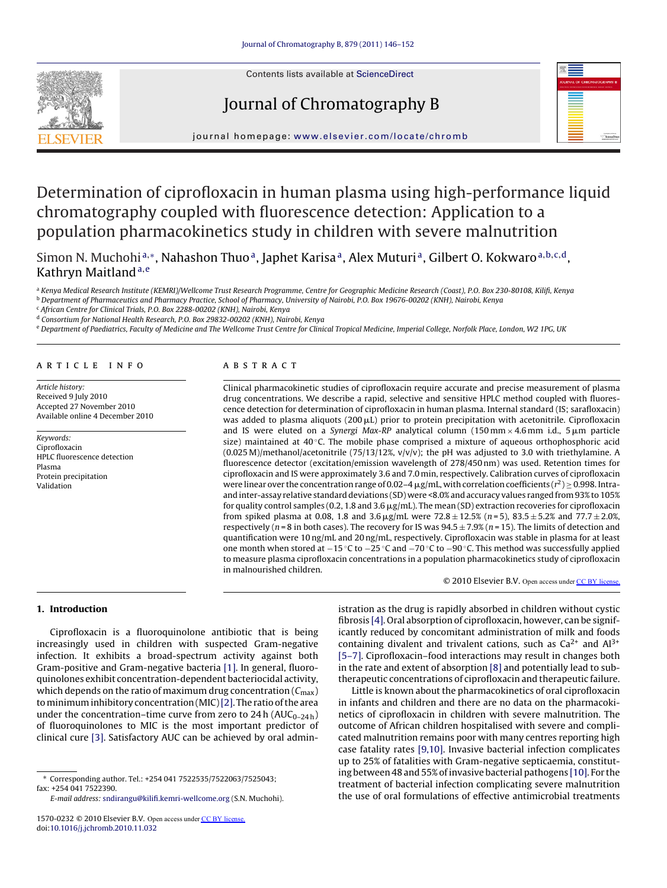# Determination of ciprofloxacin in human plasma using high-performance liquid chromatography coupled with fluorescence detection: Application to a population pharmacokinetics study in children with severe malnutrition

Simon N. Muchohi[a,*], Nahashon Thuo[a], Japhet Karisa[a], Alex Muturi[a], Gilbert O. Kokwaro[a,b,c,d], Kathryn Maitland[a,e]

[a] Kenya Medical Research Institute (KEMRI)/Wellcome Trust Research Programme, Centre for Geographic Medicine Research (Coast), P.O. Box 230-80108, Kilifi, Kenya
[b] Department of Pharmaceutics and Pharmacy Practice, School of Pharmacy, University of Nairobi, P.O. Box 19676-00202 (KNH), Nairobi, Kenya
[c] African Centre for Clinical Trials, P.O. Box 2288-00202 (KNH), Nairobi, Kenya
[d] Consortium for National Health Research, P.O. Box 29832-00202 (KNH), Nairobi, Kenya
[e] Department of Paediatrics, Faculty of Medicine and The Wellcome Trust Centre for Clinical Tropical Medicine, Imperial College, Norfolk Place, London, W2 1PG, UK

## ARTICLE INFO

*Article history:*
Received 9 July 2010
Accepted 27 November 2010
Available online 4 December 2010

*Keywords:*
Ciprofloxacin
HPLC fluorescence detection
Plasma
Protein precipitation
Validation

## ABSTRACT

Clinical pharmacokinetic studies of ciprofloxacin require accurate and precise measurement of plasma drug concentrations. We describe a rapid, selective and sensitive HPLC method coupled with fluorescence detection for determination of ciprofloxacin in human plasma. Internal standard (IS; sarafloxacin) was added to plasma aliquots (200 μL) prior to protein precipitation with acetonitrile. Ciprofloxacin and IS were eluted on a *Synergi Max-RP* analytical column (150 mm × 4.6 mm i.d., 5 μm particle size) maintained at 40 °C. The mobile phase comprised a mixture of aqueous orthophosphoric acid (0.025 M)/methanol/acetonitrile (75/13/12%, v/v/v); the pH was adjusted to 3.0 with triethylamine. A fluorescence detector (excitation/emission wavelength of 278/450 nm) was used. Retention times for ciprofloxacin and IS were approximately 3.6 and 7.0 min, respectively. Calibration curves of ciprofloxacin were linear over the concentration range of 0.02–4 μg/mL, with correlation coefficients ($r^2$) ≥ 0.998. Intra- and inter-assay relative standard deviations (SD) were <8.0% and accuracy values ranged from 93% to 105% for quality control samples (0.2, 1.8 and 3.6 μg/mL). The mean (SD) extraction recoveries for ciprofloxacin from spiked plasma at 0.08, 1.8 and 3.6 μg/mL were 72.8 ± 12.5% ($n$ = 5), 83.5 ± 5.2% and 77.7 ± 2.0%, respectively ($n$ = 8 in both cases). The recovery for IS was 94.5 ± 7.9% ($n$ = 15). The limits of detection and quantification were 10 ng/mL and 20 ng/mL, respectively. Ciprofloxacin was stable in plasma for at least one month when stored at −15 °C to −25 °C and −70 °C to −90 °C. This method was successfully applied to measure plasma ciprofloxacin concentrations in a population pharmacokinetics study of ciprofloxacin in malnourished children.

© 2010 Elsevier B.V. Open access under CC BY license.

## 1. Introduction

Ciprofloxacin is a fluoroquinolone antibiotic that is being increasingly used in children with suspected Gram-negative infection. It exhibits a broad-spectrum activity against both Gram-positive and Gram-negative bacteria [1]. In general, fluoroquinolones exhibit concentration-dependent bacteriocidal activity, which depends on the ratio of maximum drug concentration ($C_{max}$) to minimum inhibitory concentration (MIC) [2]. The ratio of the area under the concentration–time curve from zero to 24 h ($AUC_{0-24\,h}$) of fluoroquinolones to MIC is the most important predictor of clinical cure [3]. Satisfactory AUC can be achieved by oral administration as the drug is rapidly absorbed in children without cystic fibrosis [4]. Oral absorption of ciprofloxacin, however, can be significantly reduced by concomitant administration of milk and foods containing divalent and trivalent cations, such as $Ca^{2+}$ and $Al^{3+}$ [5–7]. Ciprofloxacin–food interactions may result in changes both in the rate and extent of absorption [8] and potentially lead to subtherapeutic concentrations of ciprofloxacin and therapeutic failure.

Little is known about the pharmacokinetics of oral ciprofloxacin in infants and children and there are no data on the pharmacokinetics of ciprofloxacin in children with severe malnutrition. The outcome of African children hospitalised with severe and complicated malnutrition remains poor with many centres reporting high case fatality rates [9,10]. Invasive bacterial infection complicates up to 25% of fatalities with Gram-negative septicaemia, constituting between 48 and 55% of invasive bacterial pathogens [10]. For the treatment of bacterial infection complicating severe malnutrition the use of oral formulations of effective antimicrobial treatments

\* Corresponding author. Tel.: +254 041 7522535/7522063/7525043; fax: +254 041 7522390.
*E-mail address:* sndirangu@kilifi.kemri-wellcome.org (S.N. Muchohi).

1570-0232 © 2010 Elsevier B.V. Open access under CC BY license.
doi:10.1016/j.jchromb.2010.11.032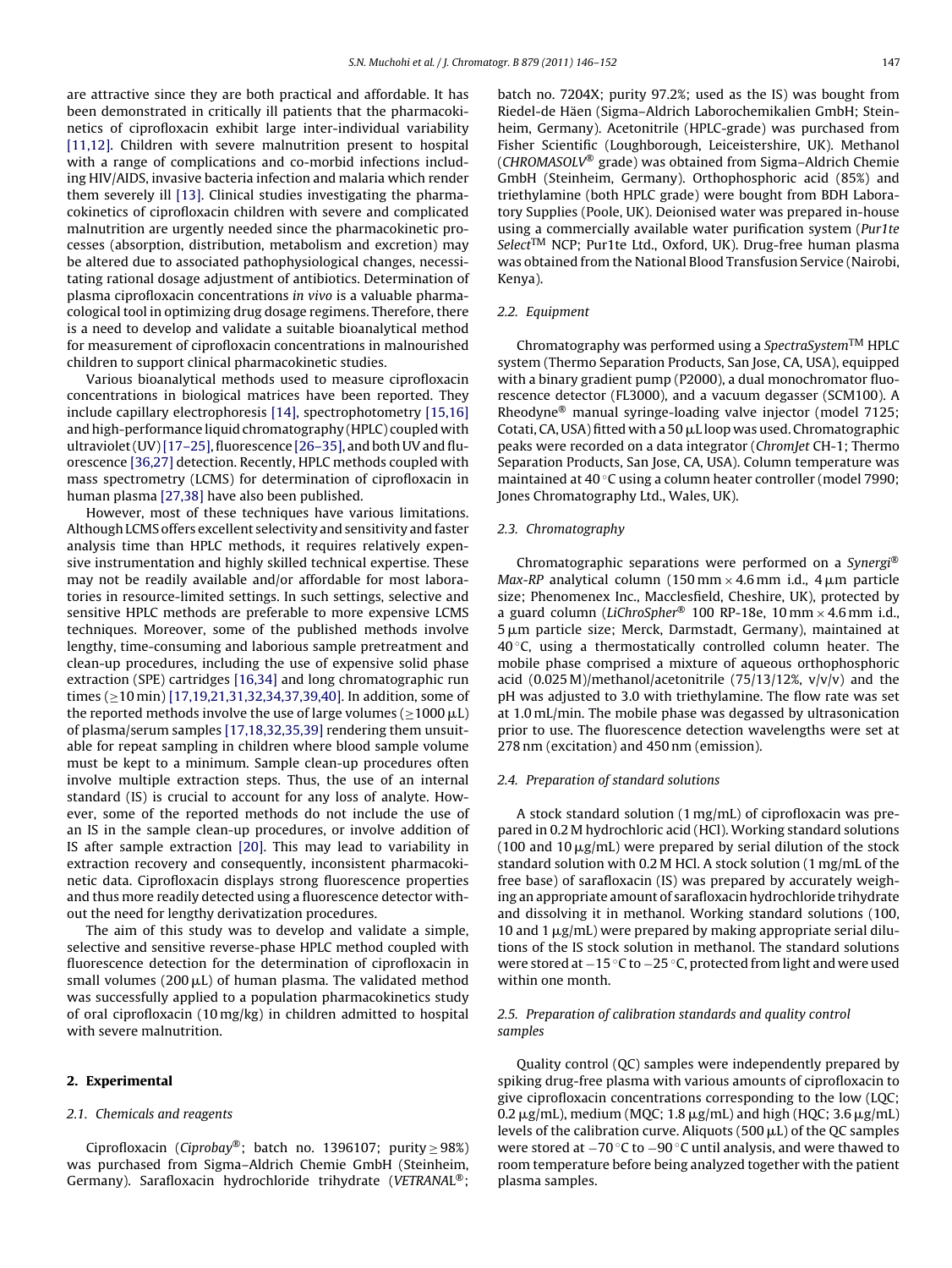are attractive since they are both practical and affordable. It has been demonstrated in critically ill patients that the pharmacokinetics of ciprofloxacin exhibit large inter-individual variability [11,12]. Children with severe malnutrition present to hospital with a range of complications and co-morbid infections including HIV/AIDS, invasive bacteria infection and malaria which render them severely ill [13]. Clinical studies investigating the pharmacokinetics of ciprofloxacin children with severe and complicated malnutrition are urgently needed since the pharmacokinetic processes (absorption, distribution, metabolism and excretion) may be altered due to associated pathophysiological changes, necessitating rational dosage adjustment of antibiotics. Determination of plasma ciprofloxacin concentrations *in vivo* is a valuable pharmacological tool in optimizing drug dosage regimens. Therefore, there is a need to develop and validate a suitable bioanalytical method for measurement of ciprofloxacin concentrations in malnourished children to support clinical pharmacokinetic studies.

Various bioanalytical methods used to measure ciprofloxacin concentrations in biological matrices have been reported. They include capillary electrophoresis [14], spectrophotometry [15,16] and high-performance liquid chromatography (HPLC) coupled with ultraviolet (UV) [17–25], fluorescence [26–35], and both UV and fluorescence [36,27] detection. Recently, HPLC methods coupled with mass spectrometry (LCMS) for determination of ciprofloxacin in human plasma [27,38] have also been published.

However, most of these techniques have various limitations. Although LCMS offers excellent selectivity and sensitivity and faster analysis time than HPLC methods, it requires relatively expensive instrumentation and highly skilled technical expertise. These may not be readily available and/or affordable for most laboratories in resource-limited settings. In such settings, selective and sensitive HPLC methods are preferable to more expensive LCMS techniques. Moreover, some of the published methods involve lengthy, time-consuming and laborious sample pretreatment and clean-up procedures, including the use of expensive solid phase extraction (SPE) cartridges [16,34] and long chromatographic run times (≥10 min) [17,19,21,31,32,34,37,39,40]. In addition, some of the reported methods involve the use of large volumes (≥1000 μL) of plasma/serum samples [17,18,32,35,39] rendering them unsuitable for repeat sampling in children where blood sample volume must be kept to a minimum. Sample clean-up procedures often involve multiple extraction steps. Thus, the use of an internal standard (IS) is crucial to account for any loss of analyte. However, some of the reported methods do not include the use of an IS in the sample clean-up procedures, or involve addition of IS after sample extraction [20]. This may lead to variability in extraction recovery and consequently, inconsistent pharmacokinetic data. Ciprofloxacin displays strong fluorescence properties and thus more readily detected using a fluorescence detector without the need for lengthy derivatization procedures.

The aim of this study was to develop and validate a simple, selective and sensitive reverse-phase HPLC method coupled with fluorescence detection for the determination of ciprofloxacin in small volumes (200 μL) of human plasma. The validated method was successfully applied to a population pharmacokinetics study of oral ciprofloxacin (10 mg/kg) in children admitted to hospital with severe malnutrition.

## 2. Experimental

### 2.1. Chemicals and reagents

Ciprofloxacin (*Ciprobay*®; batch no. 1396107; purity ≥ 98%) was purchased from Sigma–Aldrich Chemie GmbH (Steinheim, Germany). Sarafloxacin hydrochloride trihydrate (*VETRANAL*®; batch no. 7204X; purity 97.2%; used as the IS) was bought from Riedel-de Häen (Sigma–Aldrich Laborochemikalien GmbH; Steinheim, Germany). Acetonitrile (HPLC-grade) was purchased from Fisher Scientific (Loughborough, Leiceistershire, UK). Methanol (*CHROMASOLV*® grade) was obtained from Sigma–Aldrich Chemie GmbH (Steinheim, Germany). Orthophosphoric acid (85%) and triethylamine (both HPLC grade) were bought from BDH Laboratory Supplies (Poole, UK). Deionised water was prepared in-house using a commercially available water purification system (*Pur1te Select*™ NCP; Pur1te Ltd., Oxford, UK). Drug-free human plasma was obtained from the National Blood Transfusion Service (Nairobi, Kenya).

### 2.2. Equipment

Chromatography was performed using a *SpectraSystem*™ HPLC system (Thermo Separation Products, San Jose, CA, USA), equipped with a binary gradient pump (P2000), a dual monochromator fluorescence detector (FL3000), and a vacuum degasser (SCM100). A Rheodyne® manual syringe-loading valve injector (model 7125; Cotati, CA, USA) fitted with a 50 μL loop was used. Chromatographic peaks were recorded on a data integrator (*ChromJet* CH-1; Thermo Separation Products, San Jose, CA, USA). Column temperature was maintained at 40 °C using a column heater controller (model 7990; Jones Chromatography Ltd., Wales, UK).

### 2.3. Chromatography

Chromatographic separations were performed on a *Synergi*® *Max-RP* analytical column (150 mm × 4.6 mm i.d., 4 μm particle size; Phenomenex Inc., Macclesfield, Cheshire, UK), protected by a guard column (*LiChroSpher*® 100 RP-18e, 10 mm × 4.6 mm i.d., 5 μm particle size; Merck, Darmstadt, Germany), maintained at 40 °C, using a thermostatically controlled column heater. The mobile phase comprised a mixture of aqueous orthophosphoric acid (0.025 M)/methanol/acetonitrile (75/13/12%, v/v/v) and the pH was adjusted to 3.0 with triethylamine. The flow rate was set at 1.0 mL/min. The mobile phase was degassed by ultrasonication prior to use. The fluorescence detection wavelengths were set at 278 nm (excitation) and 450 nm (emission).

### 2.4. Preparation of standard solutions

A stock standard solution (1 mg/mL) of ciprofloxacin was prepared in 0.2 M hydrochloric acid (HCl). Working standard solutions (100 and 10 μg/mL) were prepared by serial dilution of the stock standard solution with 0.2 M HCl. A stock solution (1 mg/mL of the free base) of sarafloxacin (IS) was prepared by accurately weighing an appropriate amount of sarafloxacin hydrochloride trihydrate and dissolving it in methanol. Working standard solutions (100, 10 and 1 μg/mL) were prepared by making appropriate serial dilutions of the IS stock solution in methanol. The standard solutions were stored at −15 °C to −25 °C, protected from light and were used within one month.

### 2.5. Preparation of calibration standards and quality control samples

Quality control (QC) samples were independently prepared by spiking drug-free plasma with various amounts of ciprofloxacin to give ciprofloxacin concentrations corresponding to the low (LQC; 0.2 μg/mL), medium (MQC; 1.8 μg/mL) and high (HQC; 3.6 μg/mL) levels of the calibration curve. Aliquots (500 μL) of the QC samples were stored at −70 °C to −90 °C until analysis, and were thawed to room temperature before being analyzed together with the patient plasma samples.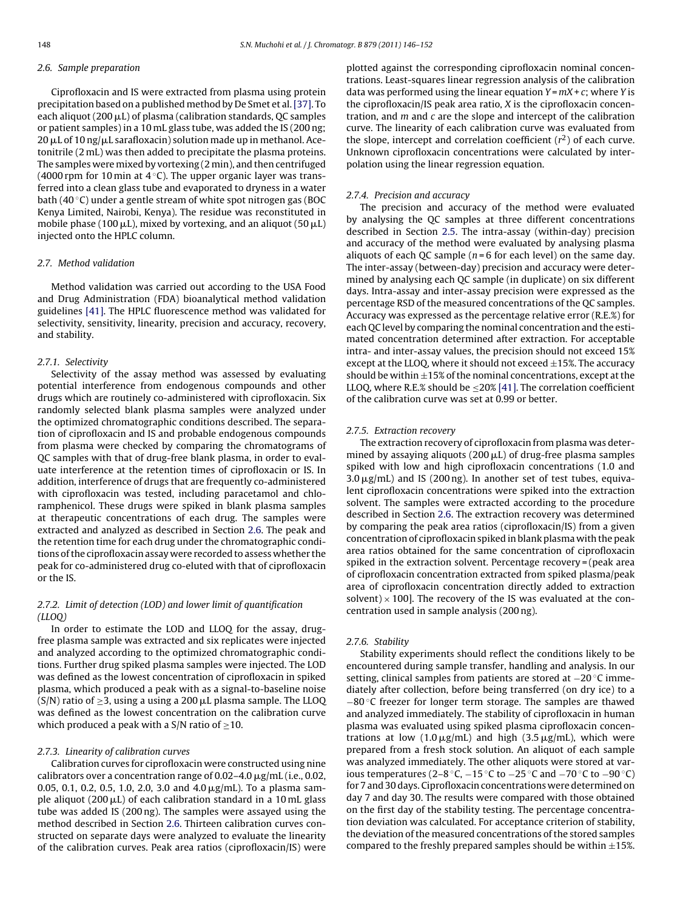### 2.6. Sample preparation

Ciprofloxacin and IS were extracted from plasma using protein precipitation based on a published method by De Smet et al. [37]. To each aliquot (200 μL) of plasma (calibration standards, QC samples or patient samples) in a 10 mL glass tube, was added the IS (200 ng; 20 μL of 10 ng/μL sarafloxacin) solution made up in methanol. Acetonitrile (2 mL) was then added to precipitate the plasma proteins. The samples were mixed by vortexing (2 min), and then centrifuged (4000 rpm for 10 min at 4 °C). The upper organic layer was transferred into a clean glass tube and evaporated to dryness in a water bath (40 °C) under a gentle stream of white spot nitrogen gas (BOC Kenya Limited, Nairobi, Kenya). The residue was reconstituted in mobile phase (100 μL), mixed by vortexing, and an aliquot (50 μL) injected onto the HPLC column.

### 2.7. Method validation

Method validation was carried out according to the USA Food and Drug Administration (FDA) bioanalytical method validation guidelines [41]. The HPLC fluorescence method was validated for selectivity, sensitivity, linearity, precision and accuracy, recovery, and stability.

#### 2.7.1. Selectivity

Selectivity of the assay method was assessed by evaluating potential interference from endogenous compounds and other drugs which are routinely co-administered with ciprofloxacin. Six randomly selected blank plasma samples were analyzed under the optimized chromatographic conditions described. The separation of ciprofloxacin and IS and probable endogenous compounds from plasma were checked by comparing the chromatograms of QC samples with that of drug-free blank plasma, in order to evaluate interference at the retention times of ciprofloxacin or IS. In addition, interference of drugs that are frequently co-administered with ciprofloxacin was tested, including paracetamol and chloramphenicol. These drugs were spiked in blank plasma samples at therapeutic concentrations of each drug. The samples were extracted and analyzed as described in Section 2.6. The peak and the retention time for each drug under the chromatographic conditions of the ciprofloxacin assay were recorded to assess whether the peak for co-administered drug co-eluted with that of ciprofloxacin or the IS.

#### 2.7.2. Limit of detection (LOD) and lower limit of quantification (LLOQ)

In order to estimate the LOD and LLOQ for the assay, drug-free plasma sample was extracted and six replicates were injected and analyzed according to the optimized chromatographic conditions. Further drug spiked plasma samples were injected. The LOD was defined as the lowest concentration of ciprofloxacin in spiked plasma, which produced a peak with as a signal-to-baseline noise (S/N) ratio of ≥3, using a using a 200 μL plasma sample. The LLOQ was defined as the lowest concentration on the calibration curve which produced a peak with a S/N ratio of ≥10.

#### 2.7.3. Linearity of calibration curves

Calibration curves for ciprofloxacin were constructed using nine calibrators over a concentration range of 0.02–4.0 μg/mL (i.e., 0.02, 0.05, 0.1, 0.2, 0.5, 1.0, 2.0, 3.0 and 4.0 μg/mL). To a plasma sample aliquot (200 μL) of each calibration standard in a 10 mL glass tube was added IS (200 ng). The samples were assayed using the method described in Section 2.6. Thirteen calibration curves constructed on separate days were analyzed to evaluate the linearity of the calibration curves. Peak area ratios (ciprofloxacin/IS) were plotted against the corresponding ciprofloxacin nominal concentrations. Least-squares linear regression analysis of the calibration data was performed using the linear equation $Y = mX + c$; where $Y$ is the ciprofloxacin/IS peak area ratio, $X$ is the ciprofloxacin concentration, and $m$ and $c$ are the slope and intercept of the calibration curve. The linearity of each calibration curve was evaluated from the slope, intercept and correlation coefficient ($r^2$) of each curve. Unknown ciprofloxacin concentrations were calculated by interpolation using the linear regression equation.

#### 2.7.4. Precision and accuracy

The precision and accuracy of the method were evaluated by analysing the QC samples at three different concentrations described in Section 2.5. The intra-assay (within-day) precision and accuracy of the method were evaluated by analysing plasma aliquots of each QC sample ($n = 6$ for each level) on the same day. The inter-assay (between-day) precision and accuracy were determined by analysing each QC sample (in duplicate) on six different days. Intra-assay and inter-assay precision were expressed as the percentage RSD of the measured concentrations of the QC samples. Accuracy was expressed as the percentage relative error (R.E.%) for each QC level by comparing the nominal concentration and the estimated concentration determined after extraction. For acceptable intra- and inter-assay values, the precision should not exceed 15% except at the LLOQ, where it should not exceed ±15%. The accuracy should be within ±15% of the nominal concentrations, except at the LLOQ, where R.E.% should be ≤20% [41]. The correlation coefficient of the calibration curve was set at 0.99 or better.

#### 2.7.5. Extraction recovery

The extraction recovery of ciprofloxacin from plasma was determined by assaying aliquots (200 μL) of drug-free plasma samples spiked with low and high ciprofloxacin concentrations (1.0 and 3.0 μg/mL) and IS (200 ng). In another set of test tubes, equivalent ciprofloxacin concentrations were spiked into the extraction solvent. The samples were extracted according to the procedure described in Section 2.6. The extraction recovery was determined by comparing the peak area ratios (ciprofloxacin/IS) from a given concentration of ciprofloxacin spiked in blank plasma with the peak area ratios obtained for the same concentration of ciprofloxacin spiked in the extraction solvent. Percentage recovery = (peak area of ciprofloxacin concentration extracted from spiked plasma/peak area of ciprofloxacin concentration directly added to extraction solvent) × 100]. The recovery of the IS was evaluated at the concentration used in sample analysis (200 ng).

#### 2.7.6. Stability

Stability experiments should reflect the conditions likely to be encountered during sample transfer, handling and analysis. In our setting, clinical samples from patients are stored at −20 °C immediately after collection, before being transferred (on dry ice) to a −80 °C freezer for longer term storage. The samples are thawed and analyzed immediately. The stability of ciprofloxacin in human plasma was evaluated using spiked plasma ciprofloxacin concentrations at low (1.0 μg/mL) and high (3.5 μg/mL), which were prepared from a fresh stock solution. An aliquot of each sample was analyzed immediately. The other aliquots were stored at various temperatures (2–8 °C, −15 °C to −25 °C and −70 °C to −90 °C) for 7 and 30 days. Ciprofloxacin concentrations were determined on day 7 and day 30. The results were compared with those obtained on the first day of the stability testing. The percentage concentration deviation was calculated. For acceptance criterion of stability, the deviation of the measured concentrations of the stored samples compared to the freshly prepared samples should be within ±15%.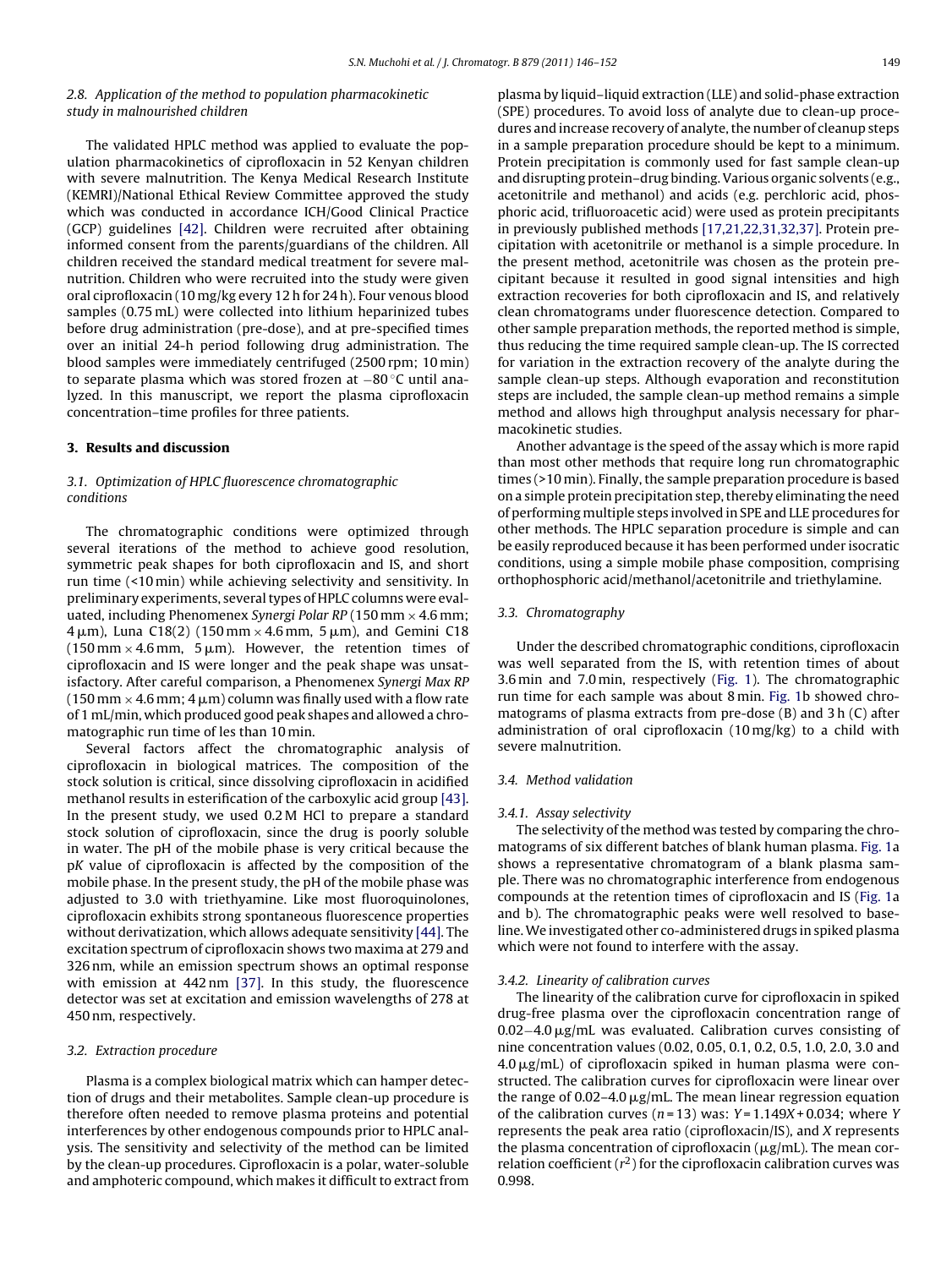### 2.8. Application of the method to population pharmacokinetic study in malnourished children

The validated HPLC method was applied to evaluate the population pharmacokinetics of ciprofloxacin in 52 Kenyan children with severe malnutrition. The Kenya Medical Research Institute (KEMRI)/National Ethical Review Committee approved the study which was conducted in accordance ICH/Good Clinical Practice (GCP) guidelines [42]. Children were recruited after obtaining informed consent from the parents/guardians of the children. All children received the standard medical treatment for severe malnutrition. Children who were recruited into the study were given oral ciprofloxacin (10 mg/kg every 12 h for 24 h). Four venous blood samples (0.75 mL) were collected into lithium heparinized tubes before drug administration (pre-dose), and at pre-specified times over an initial 24-h period following drug administration. The blood samples were immediately centrifuged (2500 rpm; 10 min) to separate plasma which was stored frozen at −80 °C until analyzed. In this manuscript, we report the plasma ciprofloxacin concentration–time profiles for three patients.

## 3. Results and discussion

### 3.1. Optimization of HPLC fluorescence chromatographic conditions

The chromatographic conditions were optimized through several iterations of the method to achieve good resolution, symmetric peak shapes for both ciprofloxacin and IS, and short run time (<10 min) while achieving selectivity and sensitivity. In preliminary experiments, several types of HPLC columns were evaluated, including Phenomenex *Synergi Polar RP* (150 mm × 4.6 mm; 4 μm), Luna C18(2) (150 mm × 4.6 mm, 5 μm), and Gemini C18 (150 mm × 4.6 mm, 5 μm). However, the retention times of ciprofloxacin and IS were longer and the peak shape was unsatisfactory. After careful comparison, a Phenomenex *Synergi Max RP* (150 mm × 4.6 mm; 4 μm) column was finally used with a flow rate of 1 mL/min, which produced good peak shapes and allowed a chromatographic run time of les than 10 min.

Several factors affect the chromatographic analysis of ciprofloxacin in biological matrices. The composition of the stock solution is critical, since dissolving ciprofloxacin in acidified methanol results in esterification of the carboxylic acid group [43]. In the present study, we used 0.2 M HCl to prepare a standard stock solution of ciprofloxacin, since the drug is poorly soluble in water. The pH of the mobile phase is very critical because the p*K* value of ciprofloxacin is affected by the composition of the mobile phase. In the present study, the pH of the mobile phase was adjusted to 3.0 with triethyamine. Like most fluoroquinolones, ciprofloxacin exhibits strong spontaneous fluorescence properties without derivatization, which allows adequate sensitivity [44]. The excitation spectrum of ciprofloxacin shows two maxima at 279 and 326 nm, while an emission spectrum shows an optimal response with emission at 442 nm [37]. In this study, the fluorescence detector was set at excitation and emission wavelengths of 278 at 450 nm, respectively.

### 3.2. Extraction procedure

Plasma is a complex biological matrix which can hamper detection of drugs and their metabolites. Sample clean-up procedure is therefore often needed to remove plasma proteins and potential interferences by other endogenous compounds prior to HPLC analysis. The sensitivity and selectivity of the method can be limited by the clean-up procedures. Ciprofloxacin is a polar, water-soluble and amphoteric compound, which makes it difficult to extract from plasma by liquid–liquid extraction (LLE) and solid-phase extraction (SPE) procedures. To avoid loss of analyte due to clean-up procedures and increase recovery of analyte, the number of cleanup steps in a sample preparation procedure should be kept to a minimum. Protein precipitation is commonly used for fast sample clean-up and disrupting protein–drug binding. Various organic solvents (e.g., acetonitrile and methanol) and acids (e.g. perchloric acid, phosphoric acid, trifluoroacetic acid) were used as protein precipitants in previously published methods [17,21,22,31,32,37]. Protein precipitation with acetonitrile or methanol is a simple procedure. In the present method, acetonitrile was chosen as the protein precipitant because it resulted in good signal intensities and high extraction recoveries for both ciprofloxacin and IS, and relatively clean chromatograms under fluorescence detection. Compared to other sample preparation methods, the reported method is simple, thus reducing the time required sample clean-up. The IS corrected for variation in the extraction recovery of the analyte during the sample clean-up steps. Although evaporation and reconstitution steps are included, the sample clean-up method remains a simple method and allows high throughput analysis necessary for pharmacokinetic studies.

Another advantage is the speed of the assay which is more rapid than most other methods that require long run chromatographic times (>10 min). Finally, the sample preparation procedure is based on a simple protein precipitation step, thereby eliminating the need of performing multiple steps involved in SPE and LLE procedures for other methods. The HPLC separation procedure is simple and can be easily reproduced because it has been performed under isocratic conditions, using a simple mobile phase composition, comprising orthophosphoric acid/methanol/acetonitrile and triethylamine.

### 3.3. Chromatography

Under the described chromatographic conditions, ciprofloxacin was well separated from the IS, with retention times of about 3.6 min and 7.0 min, respectively (Fig. 1). The chromatographic run time for each sample was about 8 min. Fig. 1b showed chromatograms of plasma extracts from pre-dose (B) and 3 h (C) after administration of oral ciprofloxacin (10 mg/kg) to a child with severe malnutrition.

### 3.4. Method validation

#### 3.4.1. Assay selectivity

The selectivity of the method was tested by comparing the chromatograms of six different batches of blank human plasma. Fig. 1a shows a representative chromatogram of a blank plasma sample. There was no chromatographic interference from endogenous compounds at the retention times of ciprofloxacin and IS (Fig. 1a and b). The chromatographic peaks were well resolved to baseline. We investigated other co-administered drugs in spiked plasma which were not found to interfere with the assay.

#### 3.4.2. Linearity of calibration curves

The linearity of the calibration curve for ciprofloxacin in spiked drug-free plasma over the ciprofloxacin concentration range of 0.02−4.0 μg/mL was evaluated. Calibration curves consisting of nine concentration values (0.02, 0.05, 0.1, 0.2, 0.5, 1.0, 2.0, 3.0 and 4.0 μg/mL) of ciprofloxacin spiked in human plasma were constructed. The calibration curves for ciprofloxacin were linear over the range of 0.02–4.0 μg/mL. The mean linear regression equation of the calibration curves ($n = 13$) was: $Y = 1.149X + 0.034$; where $Y$ represents the peak area ratio (ciprofloxacin/IS), and $X$ represents the plasma concentration of ciprofloxacin (μg/mL). The mean correlation coefficient ($r^2$) for the ciprofloxacin calibration curves was 0.998.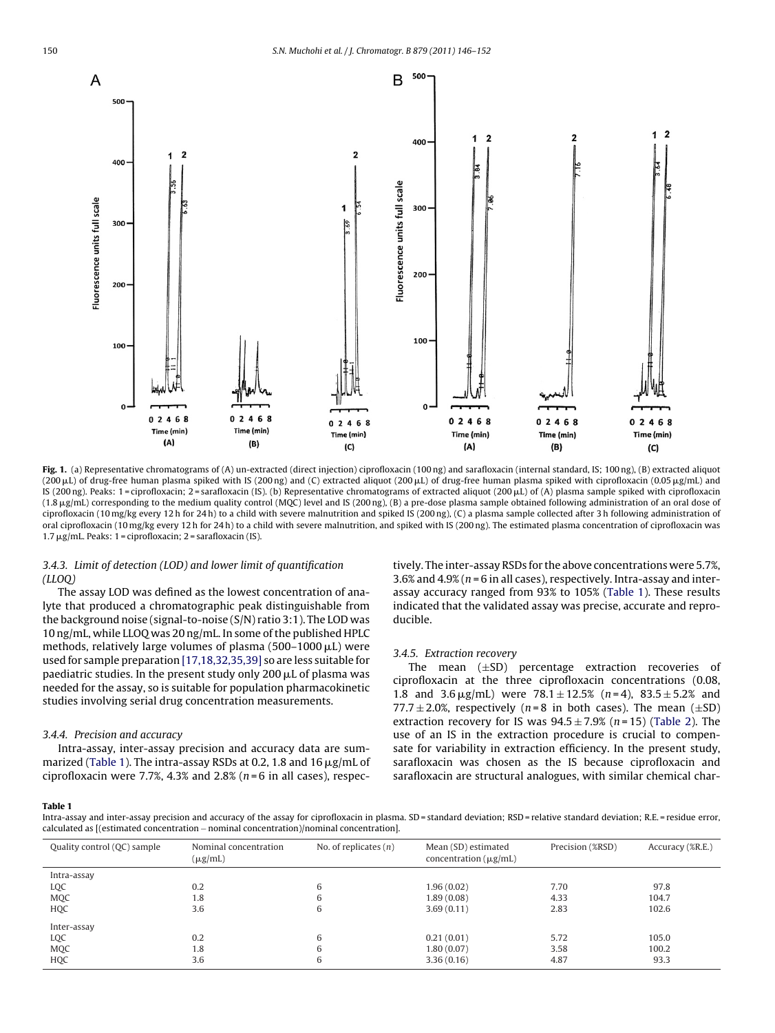**Fig. 1.** (a) Representative chromatograms of (A) un-extracted (direct injection) ciprofloxacin (100 ng) and sarafloxacin (internal standard, IS; 100 ng), (B) extracted aliquot (200 μL) of drug-free human plasma spiked with IS (200 ng) and (C) extracted aliquot (200 μL) of drug-free human plasma spiked with ciprofloxacin (0.05 μg/mL) and IS (200 ng). Peaks: 1 = ciprofloxacin; 2 = sarafloxacin (IS). (b) Representative chromatograms of extracted aliquot (200 μL) of (A) plasma sample spiked with ciprofloxacin (1.8 μg/mL) corresponding to the medium quality control (MQC) level and IS (200 ng), (B) a pre-dose plasma sample obtained following administration of an oral dose of ciprofloxacin (10 mg/kg every 12 h for 24 h) to a child with severe malnutrition and spiked IS (200 ng), (C) a plasma sample collected after 3 h following administration of oral ciprofloxacin (10 mg/kg every 12 h for 24 h) to a child with severe malnutrition, and spiked with IS (200 ng). The estimated plasma concentration of ciprofloxacin was 1.7 μg/mL. Peaks: 1 = ciprofloxacin; 2 = sarafloxacin (IS).

### 3.4.3. Limit of detection (LOD) and lower limit of quantification (LLOQ)

The assay LOD was defined as the lowest concentration of analyte that produced a chromatographic peak distinguishable from the background noise (signal-to-noise (S/N) ratio 3:1). The LOD was 10 ng/mL, while LLOQ was 20 ng/mL. In some of the published HPLC methods, relatively large volumes of plasma (500–1000 μL) were used for sample preparation [17,18,32,35,39] so are less suitable for paediatric studies. In the present study only 200 μL of plasma was needed for the assay, so is suitable for population pharmacokinetic studies involving serial drug concentration measurements.

### 3.4.4. Precision and accuracy

Intra-assay, inter-assay precision and accuracy data are summarized (Table 1). The intra-assay RSDs at 0.2, 1.8 and 16 μg/mL of ciprofloxacin were 7.7%, 4.3% and 2.8% ($n = 6$ in all cases), respectively. The inter-assay RSDs for the above concentrations were 5.7%, 3.6% and 4.9% ($n = 6$ in all cases), respectively. Intra-assay and inter-assay accuracy ranged from 93% to 105% (Table 1). These results indicated that the validated assay was precise, accurate and reproducible.

### 3.4.5. Extraction recovery

The mean (±SD) percentage extraction recoveries of ciprofloxacin at the three ciprofloxacin concentrations (0.08, 1.8 and 3.6 μg/mL) were 78.1 ± 12.5% ($n = 4$), 83.5 ± 5.2% and 77.7 ± 2.0%, respectively ($n = 8$ in both cases). The mean (±SD) extraction recovery for IS was 94.5 ± 7.9% ($n = 15$) (Table 2). The use of an IS in the extraction procedure is crucial to compensate for variability in extraction efficiency. In the present study, sarafloxacin was chosen as the IS because ciprofloxacin and sarafloxacin are structural analogues, with similar chemical char-

**Table 1**
Intra-assay and inter-assay precision and accuracy of the assay for ciprofloxacin in plasma. SD = standard deviation; RSD = relative standard deviation; R.E. = residue error, calculated as [(estimated concentration − nominal concentration)/nominal concentration].

| Quality control (QC) sample | Nominal concentration (μg/mL) | No. of replicates ($n$) | Mean (SD) estimated concentration (μg/mL) | Precision (%RSD) | Accuracy (%R.E.) |
|---|---|---|---|---|---|
| Intra-assay | | | | | |
| LQC | 0.2 | 6 | 1.96 (0.02) | 7.70 | 97.8 |
| MQC | 1.8 | 6 | 1.89 (0.08) | 4.33 | 104.7 |
| HQC | 3.6 | 6 | 3.69 (0.11) | 2.83 | 102.6 |
| Inter-assay | | | | | |
| LQC | 0.2 | 6 | 0.21 (0.01) | 5.72 | 105.0 |
| MQC | 1.8 | 6 | 1.80 (0.07) | 3.58 | 100.2 |
| HQC | 3.6 | 6 | 3.36 (0.16) | 4.87 | 93.3 |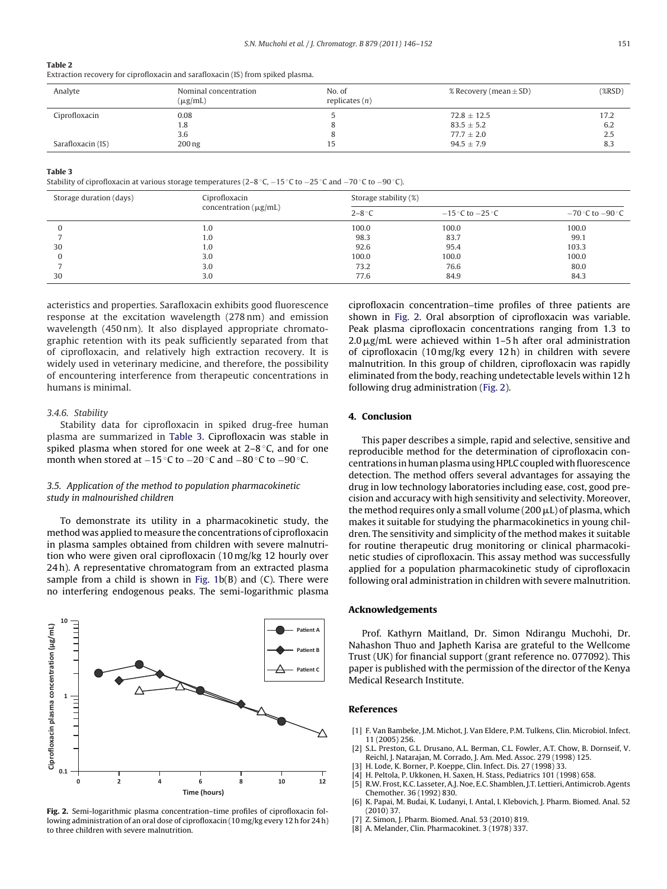**Table 2**
Extraction recovery for ciprofloxacin and sarafloxacin (IS) from spiked plasma.

| Analyte | Nominal concentration (μg/mL) | No. of replicates ($n$) | % Recovery (mean ± SD) | (%RSD) |
|---|---|---|---|---|
| Ciprofloxacin | 0.08 | 5 | 72.8 ± 12.5 | 17.2 |
| | 1.8 | 8 | 83.5 ± 5.2 | 6.2 |
| | 3.6 | 8 | 77.7 ± 2.0 | 2.5 |
| Sarafloxacin (IS) | 200 ng | 15 | 94.5 ± 7.9 | 8.3 |

**Table 3**
Stability of ciprofloxacin at various storage temperatures (2–8 °C, −15 °C to −25 °C and −70 °C to −90 °C).

| Storage duration (days) | Ciprofloxacin concentration (μg/mL) | Storage stability (%) | | |
|---|---|---|---|---|
| | | 2–8 °C | −15 °C to −25 °C | −70 °C to −90 °C |
| 0 | 1.0 | 100.0 | 100.0 | 100.0 |
| 7 | 1.0 | 98.3 | 83.7 | 99.1 |
| 30 | 1.0 | 92.6 | 95.4 | 103.3 |
| 0 | 3.0 | 100.0 | 100.0 | 100.0 |
| 7 | 3.0 | 73.2 | 76.6 | 80.0 |
| 30 | 3.0 | 77.6 | 84.9 | 84.3 |

acteristics and properties. Sarafloxacin exhibits good fluorescence response at the excitation wavelength (278 nm) and emission wavelength (450 nm). It also displayed appropriate chromatographic retention with its peak sufficiently separated from that of ciprofloxacin, and relatively high extraction recovery. It is widely used in veterinary medicine, and therefore, the possibility of encountering interference from therapeutic concentrations in humans is minimal.

*3.4.6. Stability*

Stability data for ciprofloxacin in spiked drug-free human plasma are summarized in Table 3. Ciprofloxacin was stable in spiked plasma when stored for one week at 2–8 °C, and for one month when stored at −15 °C to −20 °C and −80 °C to −90 °C.

### 3.5. Application of the method to population pharmacokinetic study in malnourished children

To demonstrate its utility in a pharmacokinetic study, the method was applied to measure the concentrations of ciprofloxacin in plasma samples obtained from children with severe malnutrition who were given oral ciprofloxacin (10 mg/kg 12 hourly over 24 h). A representative chromatogram from an extracted plasma sample from a child is shown in Fig. 1b(B) and (C). There were no interfering endogenous peaks. The semi-logarithmic plasma ciprofloxacin concentration–time profiles of three patients are shown in Fig. 2. Oral absorption of ciprofloxacin was variable. Peak plasma ciprofloxacin concentrations ranging from 1.3 to 2.0 μg/mL were achieved within 1–5 h after oral administration of ciprofloxacin (10 mg/kg every 12 h) in children with severe malnutrition. In this group of children, ciprofloxacin was rapidly eliminated from the body, reaching undetectable levels within 12 h following drug administration (Fig. 2).

**Fig. 2.** Semi-logarithmic plasma concentration–time profiles of ciprofloxacin following administration of an oral dose of ciprofloxacin (10 mg/kg every 12 h for 24 h) to three children with severe malnutrition.

## 4. Conclusion

This paper describes a simple, rapid and selective, sensitive and reproducible method for the determination of ciprofloxacin concentrations in human plasma using HPLC coupled with fluorescence detection. The method offers several advantages for assaying the drug in low technology laboratories including ease, cost, good precision and accuracy with high sensitivity and selectivity. Moreover, the method requires only a small volume (200 μL) of plasma, which makes it suitable for studying the pharmacokinetics in young children. The sensitivity and simplicity of the method makes it suitable for routine therapeutic drug monitoring or clinical pharmacokinetic studies of ciprofloxacin. This assay method was successfully applied for a population pharmacokinetic study of ciprofloxacin following oral administration in children with severe malnutrition.

## Acknowledgements

Prof. Kathyrn Maitland, Dr. Simon Ndirangu Muchohi, Dr. Nahashon Thuo and Japheth Karisa are grateful to the Wellcome Trust (UK) for financial support (grant reference no. 077092). This paper is published with the permission of the director of the Kenya Medical Research Institute.

## References

[1] F. Van Bambeke, J.M. Michot, J. Van Eldere, P.M. Tulkens, Clin. Microbiol. Infect. 11 (2005) 256.
[2] S.L. Preston, G.L. Drusano, A.L. Berman, C.L. Fowler, A.T. Chow, B. Dornseif, V. Reichl, J. Natarajan, M. Corrado, J. Am. Med. Assoc. 279 (1998) 125.
[3] H. Lode, K. Borner, P. Koeppe, Clin. Infect. Dis. 27 (1998) 33.
[4] H. Peltola, P. Ukkonen, H. Saxen, H. Stass, Pediatrics 101 (1998) 658.
[5] R.W. Frost, K.C. Lasseter, A.J. Noe, E.C. Shamblen, J.T. Lettieri, Antimicrob. Agents Chemother. 36 (1992) 830.
[6] K. Papai, M. Budai, K. Ludanyi, I. Antal, I. Klebovich, J. Pharm. Biomed. Anal. 52 (2010) 37.
[7] Z. Simon, J. Pharm. Biomed. Anal. 53 (2010) 819.
[8] A. Melander, Clin. Pharmacokinet. 3 (1978) 337.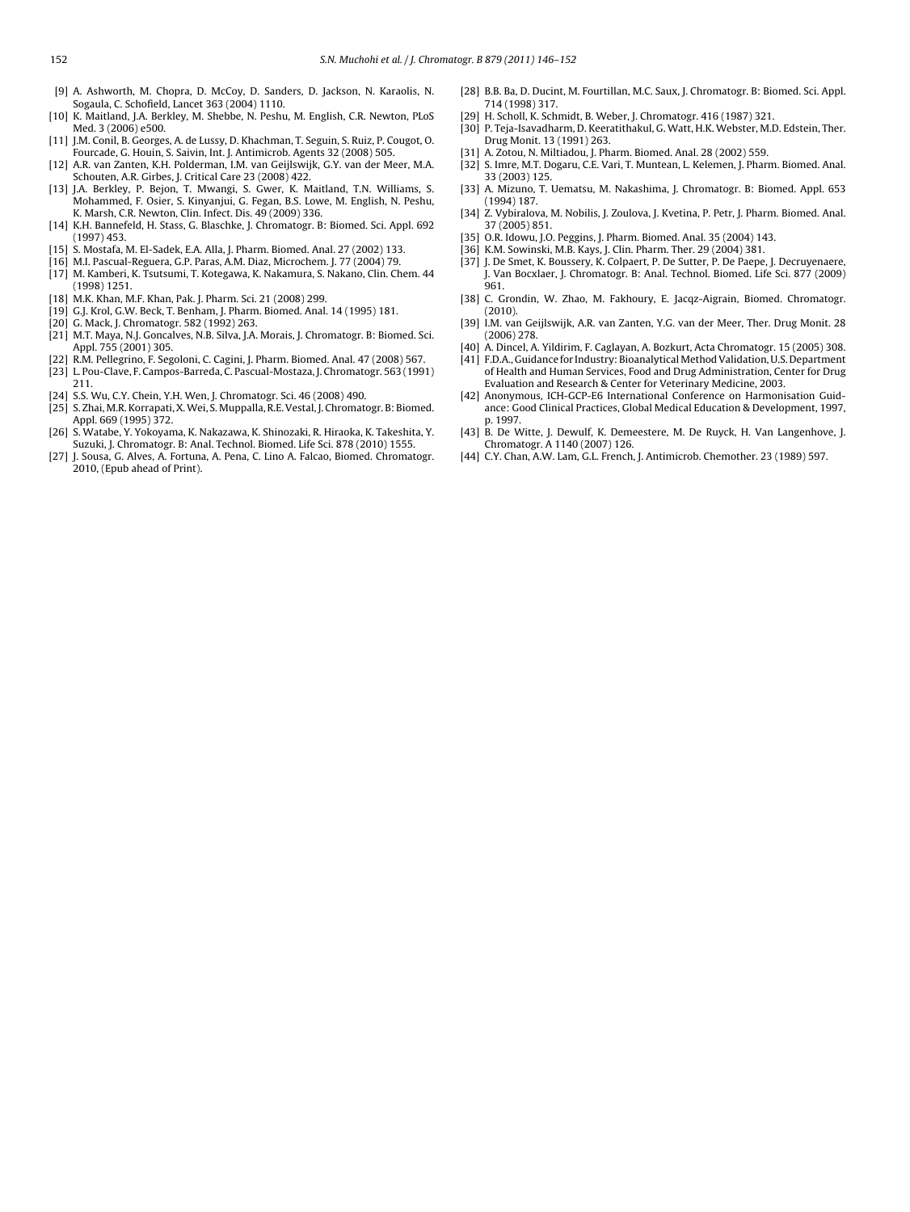[9] A. Ashworth, M. Chopra, D. McCoy, D. Sanders, D. Jackson, N. Karaolis, N. Sogaula, C. Schofield, Lancet 363 (2004) 1110.

[10] K. Maitland, J.A. Berkley, M. Shebbe, N. Peshu, M. English, C.R. Newton, PLoS Med. 3 (2006) e500.

[11] J.M. Conil, B. Georges, A. de Lussy, D. Khachman, T. Seguin, S. Ruiz, P. Cougot, O. Fourcade, G. Houin, S. Saivin, Int. J. Antimicrob. Agents 32 (2008) 505.

[12] A.R. van Zanten, K.H. Polderman, I.M. van Geijlswijk, G.Y. van der Meer, M.A. Schouten, A.R. Girbes, J. Critical Care 23 (2008) 422.

[13] J.A. Berkley, P. Bejon, T. Mwangi, S. Gwer, K. Maitland, T.N. Williams, S. Mohammed, F. Osier, S. Kinyanjui, G. Fegan, B.S. Lowe, M. English, N. Peshu, K. Marsh, C.R. Newton, Clin. Infect. Dis. 49 (2009) 336.

[14] K.H. Bannefeld, H. Stass, G. Blaschke, J. Chromatogr. B: Biomed. Sci. Appl. 692 (1997) 453.

[15] S. Mostafa, M. El-Sadek, E.A. Alla, J. Pharm. Biomed. Anal. 27 (2002) 133.

[16] M.I. Pascual-Reguera, G.P. Paras, A.M. Diaz, Microchem. J. 77 (2004) 79.

[17] M. Kamberi, K. Tsutsumi, T. Kotegawa, K. Nakamura, S. Nakano, Clin. Chem. 44 (1998) 1251.

[18] M.K. Khan, M.F. Khan, Pak. J. Pharm. Sci. 21 (2008) 299.

[19] G.J. Krol, G.W. Beck, T. Benham, J. Pharm. Biomed. Anal. 14 (1995) 181.

[20] G. Mack, J. Chromatogr. 582 (1992) 263.

[21] M.T. Maya, N.J. Goncalves, N.B. Silva, J.A. Morais, J. Chromatogr. B: Biomed. Sci. Appl. 755 (2001) 305.

[22] R.M. Pellegrino, F. Segoloni, C. Cagini, J. Pharm. Biomed. Anal. 47 (2008) 567.

[23] L. Pou-Clave, F. Campos-Barreda, C. Pascual-Mostaza, J. Chromatogr. 563 (1991) 211.

[24] S.S. Wu, C.Y. Chein, Y.H. Wen, J. Chromatogr. Sci. 46 (2008) 490.

[25] S. Zhai, M.R. Korrapati, X. Wei, S. Muppalla, R.E. Vestal, J. Chromatogr. B: Biomed. Appl. 669 (1995) 372.

[26] S. Watabe, Y. Yokoyama, K. Nakazawa, K. Shinozaki, R. Hiraoka, K. Takeshita, Y. Suzuki, J. Chromatogr. B: Anal. Technol. Biomed. Life Sci. 878 (2010) 1555.

[27] J. Sousa, G. Alves, A. Fortuna, A. Pena, C. Lino A. Falcao, Biomed. Chromatogr. 2010, (Epub ahead of Print).

[28] B.B. Ba, D. Ducint, M. Fourtillan, M.C. Saux, J. Chromatogr. B: Biomed. Sci. Appl. 714 (1998) 317.

[29] H. Scholl, K. Schmidt, B. Weber, J. Chromatogr. 416 (1987) 321.

[30] P. Teja-Isavadharm, D. Keeratithakul, G. Watt, H.K. Webster, M.D. Edstein, Ther. Drug Monit. 13 (1991) 263.

[31] A. Zotou, N. Miltiadou, J. Pharm. Biomed. Anal. 28 (2002) 559.

[32] S. Imre, M.T. Dogaru, C.E. Vari, T. Muntean, L. Kelemen, J. Pharm. Biomed. Anal. 33 (2003) 125.

[33] A. Mizuno, T. Uematsu, M. Nakashima, J. Chromatogr. B: Biomed. Appl. 653 (1994) 187.

[34] Z. Vybiralova, M. Nobilis, J. Zoulova, J. Kvetina, P. Petr, J. Pharm. Biomed. Anal. 37 (2005) 851.

[35] O.R. Idowu, J.O. Peggins, J. Pharm. Biomed. Anal. 35 (2004) 143.

[36] K.M. Sowinski, M.B. Kays, J. Clin. Pharm. Ther. 29 (2004) 381.

[37] J. De Smet, K. Boussery, K. Colpaert, P. De Sutter, P. De Paepe, J. Decruyenaere, J. Van Bocxlaer, J. Chromatogr. B: Anal. Technol. Biomed. Life Sci. 877 (2009) 961.

[38] C. Grondin, W. Zhao, M. Fakhoury, E. Jacqz-Aigrain, Biomed. Chromatogr. (2010).

[39] I.M. van Geijlswijk, A.R. van Zanten, Y.G. van der Meer, Ther. Drug Monit. 28 (2006) 278.

[40] A. Dincel, A. Yildirim, F. Caglayan, A. Bozkurt, Acta Chromatogr. 15 (2005) 308.

[41] F.D.A., Guidance for Industry: Bioanalytical Method Validation, U.S. Department of Health and Human Services, Food and Drug Administration, Center for Drug Evaluation and Research & Center for Veterinary Medicine, 2003.

[42] Anonymous, ICH-GCP-E6 International Conference on Harmonisation Guidance: Good Clinical Practices, Global Medical Education & Development, 1997, p. 1997.

[43] B. De Witte, J. Dewulf, K. Demeestere, M. De Ruyck, H. Van Langenhove, J. Chromatogr. A 1140 (2007) 126.

[44] C.Y. Chan, A.W. Lam, G.L. French, J. Antimicrob. Chemother. 23 (1989) 597.